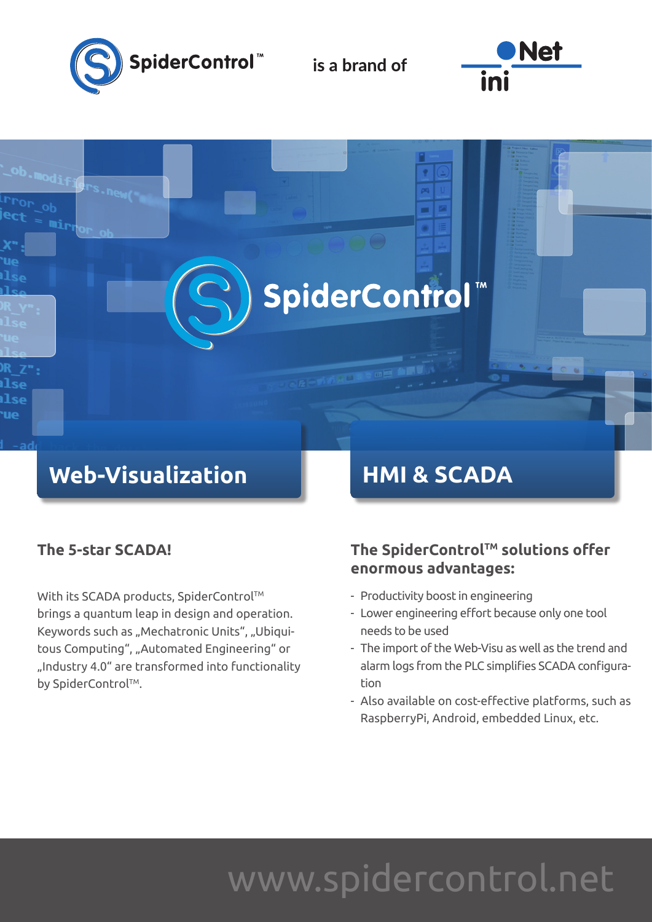SpiderControl™ is a brand of iniNet

# SpiderControl™

## Web-Visualization

## HMI & SCADA

### The 5-star SCADA!

With its SCADA products, SpiderControl™ brings a quantum leap in design and operation. Keywords such as „Mechatronic Units", „Ubiquitous Computing", „Automated Engineering" or „Industry 4.0" are transformed into functionality by SpiderControl™.

### The SpiderControl™ solutions offer enormous advantages:

- Productivity boost in engineering
- Lower engineering effort because only one tool needs to be used
- The import of the Web-Visu as well as the trend and alarm logs from the PLC simplifies SCADA configuration
- Also available on cost-effective platforms, such as RaspberryPi, Android, embedded Linux, etc.

www.spidercontrol.net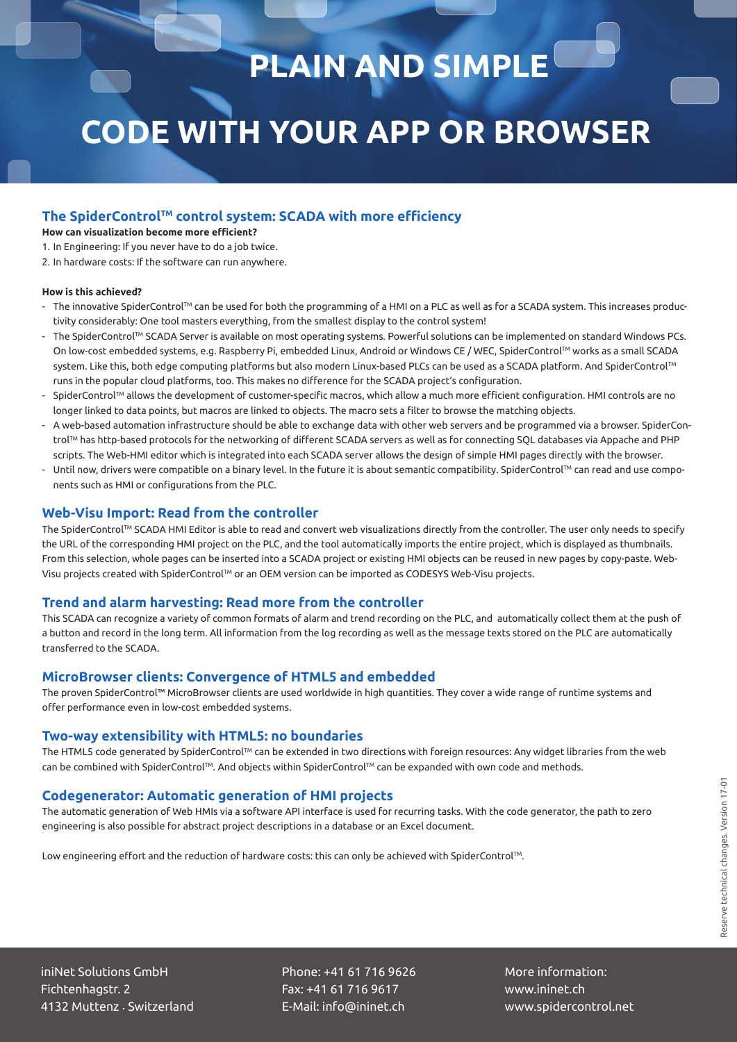# PLAIN AND SIMPLE

# CODE WITH YOUR APP OR BROWSER

## The SpiderControl™ control system: SCADA with more efficiency

**How can visualization become more efficient?**

1. In Engineering: If you never have to do a job twice.
2. In hardware costs: If the software can run anywhere.

**How is this achieved?**

- The innovative SpiderControl™ can be used for both the programming of a HMI on a PLC as well as for a SCADA system. This increases productivity considerably: One tool masters everything, from the smallest display to the control system!
- The SpiderControl™ SCADA Server is available on most operating systems. Powerful solutions can be implemented on standard Windows PCs. On low-cost embedded systems, e.g. Raspberry Pi, embedded Linux, Android or Windows CE / WEC, SpiderControl™ works as a small SCADA system. Like this, both edge computing platforms but also modern Linux-based PLCs can be used as a SCADA platform. And SpiderControl™ runs in the popular cloud platforms, too. This makes no difference for the SCADA project's configuration.
- SpiderControl™ allows the development of customer-specific macros, which allow a much more efficient configuration. HMI controls are no longer linked to data points, but macros are linked to objects. The macro sets a filter to browse the matching objects.
- A web-based automation infrastructure should be able to exchange data with other web servers and be programmed via a browser. SpiderControl™ has http-based protocols for the networking of different SCADA servers as well as for connecting SQL databases via Appache and PHP scripts. The Web-HMI editor which is integrated into each SCADA server allows the design of simple HMI pages directly with the browser.
- Until now, drivers were compatible on a binary level. In the future it is about semantic compatibility. SpiderControl™ can read and use components such as HMI or configurations from the PLC.

## Web-Visu Import: Read from the controller

The SpiderControl™ SCADA HMI Editor is able to read and convert web visualizations directly from the controller. The user only needs to specify the URL of the corresponding HMI project on the PLC, and the tool automatically imports the entire project, which is displayed as thumbnails. From this selection, whole pages can be inserted into a SCADA project or existing HMI objects can be reused in new pages by copy-paste. Web-Visu projects created with SpiderControl™ or an OEM version can be imported as CODESYS Web-Visu projects.

## Trend and alarm harvesting: Read more from the controller

This SCADA can recognize a variety of common formats of alarm and trend recording on the PLC, and automatically collect them at the push of a button and record in the long term. All information from the log recording as well as the message texts stored on the PLC are automatically transferred to the SCADA.

## MicroBrowser clients: Convergence of HTML5 and embedded

The proven SpiderControl™ MicroBrowser clients are used worldwide in high quantities. They cover a wide range of runtime systems and offer performance even in low-cost embedded systems.

## Two-way extensibility with HTML5: no boundaries

The HTML5 code generated by SpiderControl™ can be extended in two directions with foreign resources: Any widget libraries from the web can be combined with SpiderControl™. And objects within SpiderControl™ can be expanded with own code and methods.

## Codegenerator: Automatic generation of HMI projects

The automatic generation of Web HMIs via a software API interface is used for recurring tasks. With the code generator, the path to zero engineering is also possible for abstract project descriptions in a database or an Excel document.

Low engineering effort and the reduction of hardware costs: this can only be achieved with SpiderControl™.

Reserve technical changes. Version 17-01

iniNet Solutions GmbH
Fichtenhagstr. 2
4132 Muttenz · Switzerland

Phone: +41 61 716 9626
Fax: +41 61 716 9617
E-Mail: info@ininet.ch

More information:
www.ininet.ch
www.spidercontrol.net